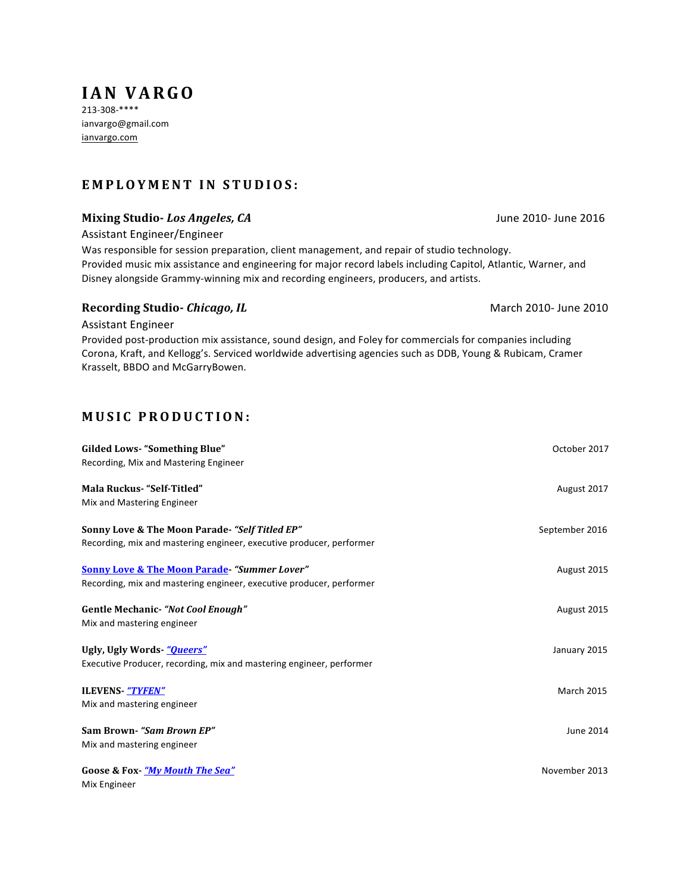# IAN VARGO

213-308-****
ianvargo@gmail.com
ianvargo.com

## EMPLOYMENT IN STUDIOS:

### Mixing Studio- *Los Angeles, CA* — June 2010- June 2016

Assistant Engineer/Engineer

Was responsible for session preparation, client management, and repair of studio technology.
Provided music mix assistance and engineering for major record labels including Capitol, Atlantic, Warner, and Disney alongside Grammy-winning mix and recording engineers, producers, and artists.

### Recording Studio- *Chicago, IL* — March 2010- June 2010

Assistant Engineer

Provided post-production mix assistance, sound design, and Foley for commercials for companies including Corona, Kraft, and Kellogg's. Serviced worldwide advertising agencies such as DDB, Young & Rubicam, Cramer Krasselt, BBDO and McGarryBowen.

## MUSIC PRODUCTION:

**Gilded Lows- "Something Blue"** — October 2017
Recording, Mix and Mastering Engineer

**Mala Ruckus- "Self-Titled"** — August 2017
Mix and Mastering Engineer

**Sonny Love & The Moon Parade- *"Self Titled EP"*** — September 2016
Recording, mix and mastering engineer, executive producer, performer

**Sonny Love & The Moon Parade- *"Summer Lover"*** — August 2015
Recording, mix and mastering engineer, executive producer, performer

**Gentle Mechanic- *"Not Cool Enough"*** — August 2015
Mix and mastering engineer

**Ugly, Ugly Words- *"Queers"*** — January 2015
Executive Producer, recording, mix and mastering engineer, performer

**ILEVENS- *"TYFEN"*** — March 2015
Mix and mastering engineer

**Sam Brown- *"Sam Brown EP"*** — June 2014
Mix and mastering engineer

**Goose & Fox- *"My Mouth The Sea"*** — November 2013
Mix Engineer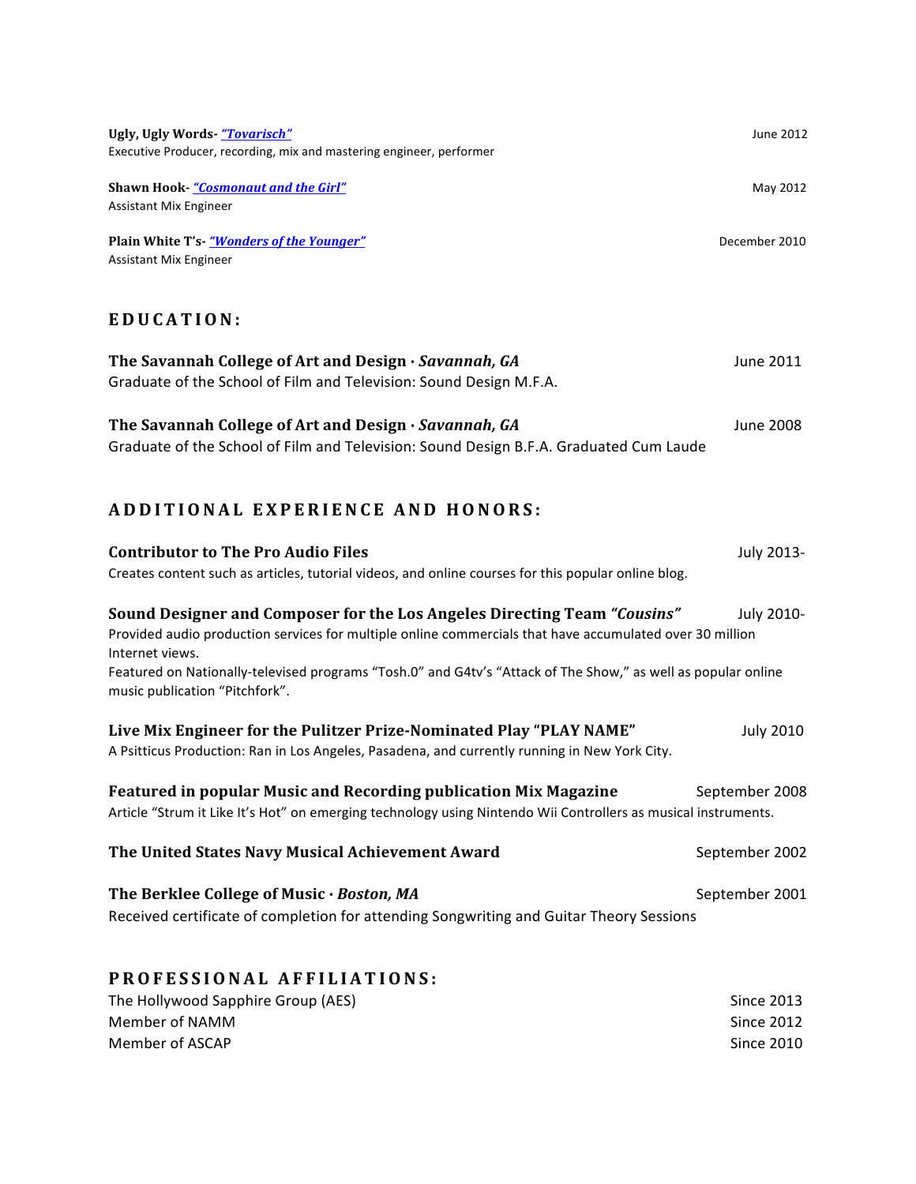**Ugly, Ugly Words-** ***"Tovarisch"*** June 2012
Executive Producer, recording, mix and mastering engineer, performer

**Shawn Hook-** ***"Cosmonaut and the Girl"*** May 2012
Assistant Mix Engineer

**Plain White T's-** ***"Wonders of the Younger"*** December 2010
Assistant Mix Engineer

## EDUCATION:

**The Savannah College of Art and Design ·** ***Savannah, GA*** June 2011
Graduate of the School of Film and Television: Sound Design M.F.A.

**The Savannah College of Art and Design ·** ***Savannah, GA*** June 2008
Graduate of the School of Film and Television: Sound Design B.F.A. Graduated Cum Laude

## ADDITIONAL EXPERIENCE AND HONORS:

**Contributor to The Pro Audio Files** July 2013-
Creates content such as articles, tutorial videos, and online courses for this popular online blog.

**Sound Designer and Composer for the Los Angeles Directing Team** ***"Cousins"*** July 2010-
Provided audio production services for multiple online commercials that have accumulated over 30 million Internet views.
Featured on Nationally-televised programs "Tosh.0" and G4tv's "Attack of The Show," as well as popular online music publication "Pitchfork".

**Live Mix Engineer for the Pulitzer Prize-Nominated Play "PLAY NAME"** July 2010
A Psitticus Production: Ran in Los Angeles, Pasadena, and currently running in New York City.

**Featured in popular Music and Recording publication Mix Magazine** September 2008
Article "Strum it Like It's Hot" on emerging technology using Nintendo Wii Controllers as musical instruments.

**The United States Navy Musical Achievement Award** September 2002

**The Berklee College of Music ·** ***Boston, MA*** September 2001
Received certificate of completion for attending Songwriting and Guitar Theory Sessions

## PROFESSIONAL AFFILIATIONS:

The Hollywood Sapphire Group (AES) Since 2013
Member of NAMM Since 2012
Member of ASCAP Since 2010